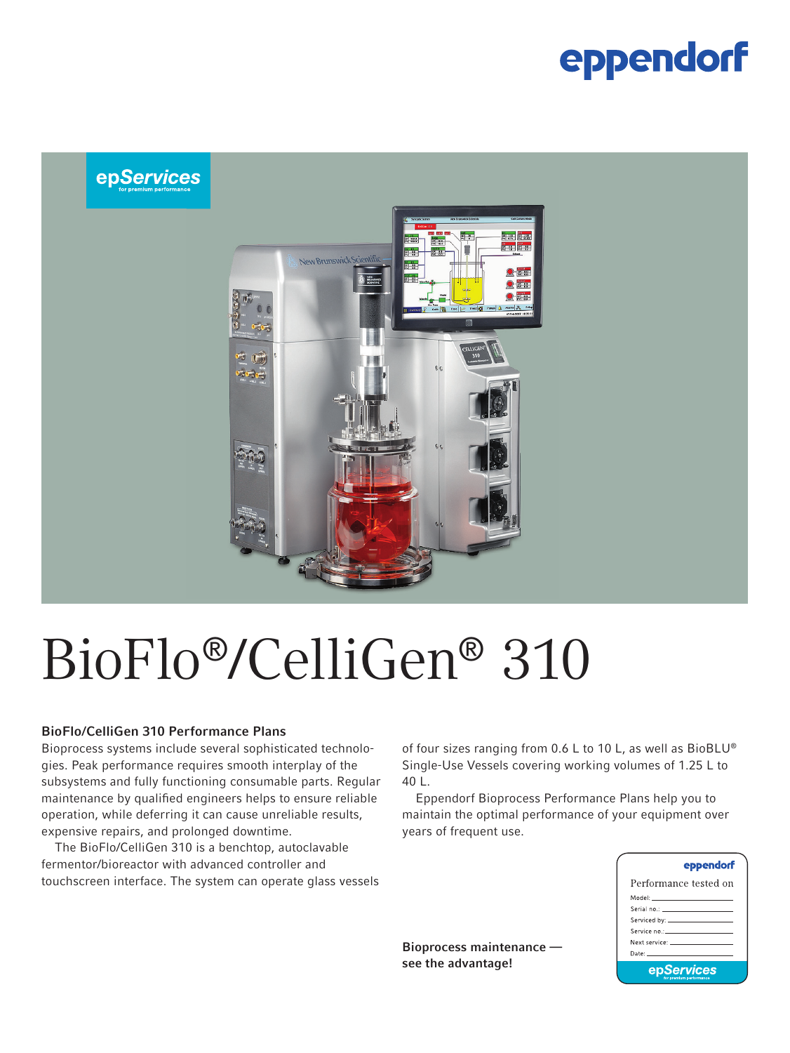eppendorf

epServices
for premium performance

# BioFlo®/CelliGen® 310

## BioFlo/CelliGen 310 Performance Plans

Bioprocess systems include several sophisticated technologies. Peak performance requires smooth interplay of the subsystems and fully functioning consumable parts. Regular maintenance by qualified engineers helps to ensure reliable operation, while deferring it can cause unreliable results, expensive repairs, and prolonged downtime.

The BioFlo/CelliGen 310 is a benchtop, autoclavable fermentor/bioreactor with advanced controller and touchscreen interface. The system can operate glass vessels of four sizes ranging from 0.6 L to 10 L, as well as BioBLU® Single-Use Vessels covering working volumes of 1.25 L to 40 L.

Eppendorf Bioprocess Performance Plans help you to maintain the optimal performance of your equipment over years of frequent use.

**Bioprocess maintenance — see the advantage!**

eppendorf
Performance tested on
Model: 
Serial no.: 
Serviced by: 
Service no.: 
Next service: 
Date: 
epServices
for premium performance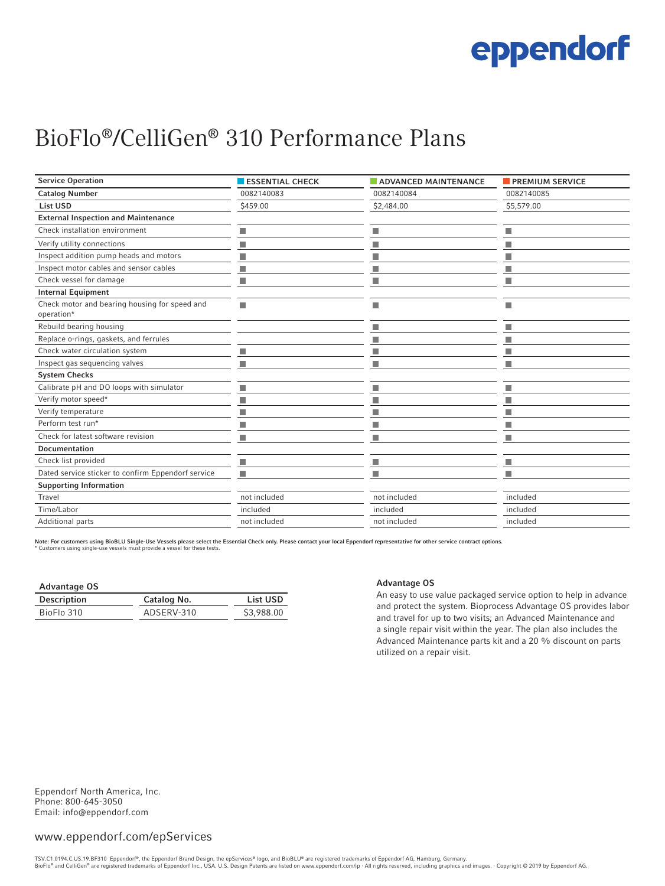# BioFlo®/CelliGen® 310 Performance Plans

| Service Operation | ESSENTIAL CHECK | ADVANCED MAINTENANCE | PREMIUM SERVICE |
|---|---|---|---|
| Catalog Number | 0082140083 | 0082140084 | 0082140085 |
| List USD | $459.00 | $2,484.00 | $5,579.00 |
| **External Inspection and Maintenance** | | | |
| Check installation environment | ■ | ■ | ■ |
| Verify utility connections | ■ | ■ | ■ |
| Inspect addition pump heads and motors | ■ | ■ | ■ |
| Inspect motor cables and sensor cables | ■ | ■ | ■ |
| Check vessel for damage | ■ | ■ | ■ |
| **Internal Equipment** | | | |
| Check motor and bearing housing for speed and operation* | ■ | ■ | ■ |
| Rebuild bearing housing | | ■ | ■ |
| Replace o-rings, gaskets, and ferrules | | ■ | ■ |
| Check water circulation system | ■ | ■ | ■ |
| Inspect gas sequencing valves | ■ | ■ | ■ |
| **System Checks** | | | |
| Calibrate pH and DO loops with simulator | ■ | ■ | ■ |
| Verify motor speed* | ■ | ■ | ■ |
| Verify temperature | ■ | ■ | ■ |
| Perform test run* | ■ | ■ | ■ |
| Check for latest software revision | ■ | ■ | ■ |
| **Documentation** | | | |
| Check list provided | ■ | ■ | ■ |
| Dated service sticker to confirm Eppendorf service | ■ | ■ | ■ |
| **Supporting Information** | | | |
| Travel | not included | not included | included |
| Time/Labor | included | included | included |
| Additional parts | not included | not included | included |

**Note: For customers using BioBLU Single-Use Vessels please select the Essential Check only. Please contact your local Eppendorf representative for other service contract options.**
* Customers using single-use vessels must provide a vessel for these tests.

**Advantage OS**

| Description | Catalog No. | List USD |
|---|---|---|
| BioFlo 310 | ADSERV-310 | $3,988.00 |

### Advantage OS

An easy to use value packaged service option to help in advance and protect the system. Bioprocess Advantage OS provides labor and travel for up to two visits; an Advanced Maintenance and a single repair visit within the year. The plan also includes the Advanced Maintenance parts kit and a 20 % discount on parts utilized on a repair visit.

Eppendorf North America, Inc.
Phone: 800-645-3050
Email: info@eppendorf.com

www.eppendorf.com/epServices

TSV.C1.0194.C.US.19.BF310 Eppendorf®, the Eppendorf Brand Design, the epServices® logo, and BioBLU® are registered trademarks of Eppendorf AG, Hamburg, Germany.
BioFlo® and CelliGen® are registered trademarks of Eppendorf Inc., USA. U.S. Design Patents are listed on www.eppendorf.com/ip · All rights reserved, including graphics and images. · Copyright © 2019 by Eppendorf AG.